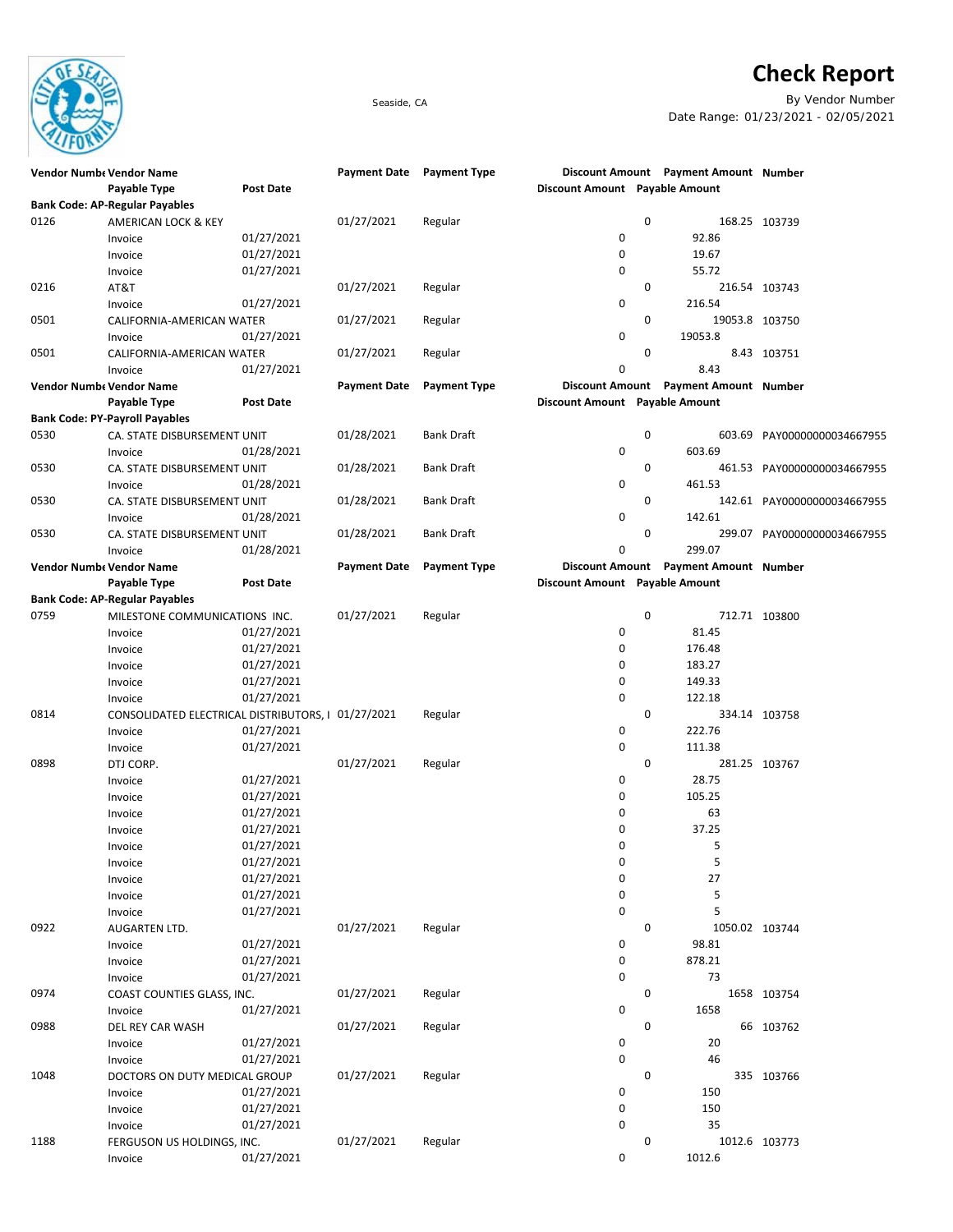# Check Report

Seaside, CA

By Vendor Number

Date Range: 01/23/2021 - 02/05/2021

| Vendor Number | Vendor Name | | Payment Date | Payment Type | Discount Amount | Payment Amount | Number |
|---|---|---|---|---|---|---|---|
| | Payable Type | Post Date | | | Discount Amount | Payable Amount | |
| **Bank Code: AP-Regular Payables** | | | | | | | |
| 0126 | AMERICAN LOCK & KEY | | 01/27/2021 | Regular | 0 | 168.25 | 103739 |
| | Invoice | 01/27/2021 | | | 0 | 92.86 | |
| | Invoice | 01/27/2021 | | | 0 | 19.67 | |
| | Invoice | 01/27/2021 | | | 0 | 55.72 | |
| 0216 | AT&T | | 01/27/2021 | Regular | 0 | 216.54 | 103743 |
| | Invoice | 01/27/2021 | | | 0 | 216.54 | |
| 0501 | CALIFORNIA-AMERICAN WATER | | 01/27/2021 | Regular | 0 | 19053.8 | 103750 |
| | Invoice | 01/27/2021 | | | 0 | 19053.8 | |
| 0501 | CALIFORNIA-AMERICAN WATER | | 01/27/2021 | Regular | 0 | 8.43 | 103751 |
| | Invoice | 01/27/2021 | | | 0 | 8.43 | |

| Vendor Number | Vendor Name | | Payment Date | Payment Type | Discount Amount | Payment Amount | Number |
|---|---|---|---|---|---|---|---|
| | Payable Type | Post Date | | | Discount Amount | Payable Amount | |
| **Bank Code: PY-Payroll Payables** | | | | | | | |
| 0530 | CA. STATE DISBURSEMENT UNIT | | 01/28/2021 | Bank Draft | 0 | 603.69 | PAY00000000034667955 |
| | Invoice | 01/28/2021 | | | 0 | 603.69 | |
| 0530 | CA. STATE DISBURSEMENT UNIT | | 01/28/2021 | Bank Draft | 0 | 461.53 | PAY00000000034667955 |
| | Invoice | 01/28/2021 | | | 0 | 461.53 | |
| 0530 | CA. STATE DISBURSEMENT UNIT | | 01/28/2021 | Bank Draft | 0 | 142.61 | PAY00000000034667955 |
| | Invoice | 01/28/2021 | | | 0 | 142.61 | |
| 0530 | CA. STATE DISBURSEMENT UNIT | | 01/28/2021 | Bank Draft | 0 | 299.07 | PAY00000000034667955 |
| | Invoice | 01/28/2021 | | | 0 | 299.07 | |

| Vendor Number | Vendor Name | | Payment Date | Payment Type | Discount Amount | Payment Amount | Number |
|---|---|---|---|---|---|---|---|
| | Payable Type | Post Date | | | Discount Amount | Payable Amount | |
| **Bank Code: AP-Regular Payables** | | | | | | | |
| 0759 | MILESTONE COMMUNICATIONS INC. | | 01/27/2021 | Regular | 0 | 712.71 | 103800 |
| | Invoice | 01/27/2021 | | | 0 | 81.45 | |
| | Invoice | 01/27/2021 | | | 0 | 176.48 | |
| | Invoice | 01/27/2021 | | | 0 | 183.27 | |
| | Invoice | 01/27/2021 | | | 0 | 149.33 | |
| | Invoice | 01/27/2021 | | | 0 | 122.18 | |
| 0814 | CONSOLIDATED ELECTRICAL DISTRIBUTORS, I | | 01/27/2021 | Regular | 0 | 334.14 | 103758 |
| | Invoice | 01/27/2021 | | | 0 | 222.76 | |
| | Invoice | 01/27/2021 | | | 0 | 111.38 | |
| 0898 | DTJ CORP. | | 01/27/2021 | Regular | 0 | 281.25 | 103767 |
| | Invoice | 01/27/2021 | | | 0 | 28.75 | |
| | Invoice | 01/27/2021 | | | 0 | 105.25 | |
| | Invoice | 01/27/2021 | | | 0 | 63 | |
| | Invoice | 01/27/2021 | | | 0 | 37.25 | |
| | Invoice | 01/27/2021 | | | 0 | 5 | |
| | Invoice | 01/27/2021 | | | 0 | 5 | |
| | Invoice | 01/27/2021 | | | 0 | 27 | |
| | Invoice | 01/27/2021 | | | 0 | 5 | |
| | Invoice | 01/27/2021 | | | 0 | 5 | |
| 0922 | AUGARTEN LTD. | | 01/27/2021 | Regular | 0 | 1050.02 | 103744 |
| | Invoice | 01/27/2021 | | | 0 | 98.81 | |
| | Invoice | 01/27/2021 | | | 0 | 878.21 | |
| | Invoice | 01/27/2021 | | | 0 | 73 | |
| 0974 | COAST COUNTIES GLASS, INC. | | 01/27/2021 | Regular | 0 | 1658 | 103754 |
| | Invoice | 01/27/2021 | | | 0 | 1658 | |
| 0988 | DEL REY CAR WASH | | 01/27/2021 | Regular | 0 | 66 | 103762 |
| | Invoice | 01/27/2021 | | | 0 | 20 | |
| | Invoice | 01/27/2021 | | | 0 | 46 | |
| 1048 | DOCTORS ON DUTY MEDICAL GROUP | | 01/27/2021 | Regular | 0 | 335 | 103766 |
| | Invoice | 01/27/2021 | | | 0 | 150 | |
| | Invoice | 01/27/2021 | | | 0 | 150 | |
| | Invoice | 01/27/2021 | | | 0 | 35 | |
| 1188 | FERGUSON US HOLDINGS, INC. | | 01/27/2021 | Regular | 0 | 1012.6 | 103773 |
| | Invoice | 01/27/2021 | | | 0 | 1012.6 | |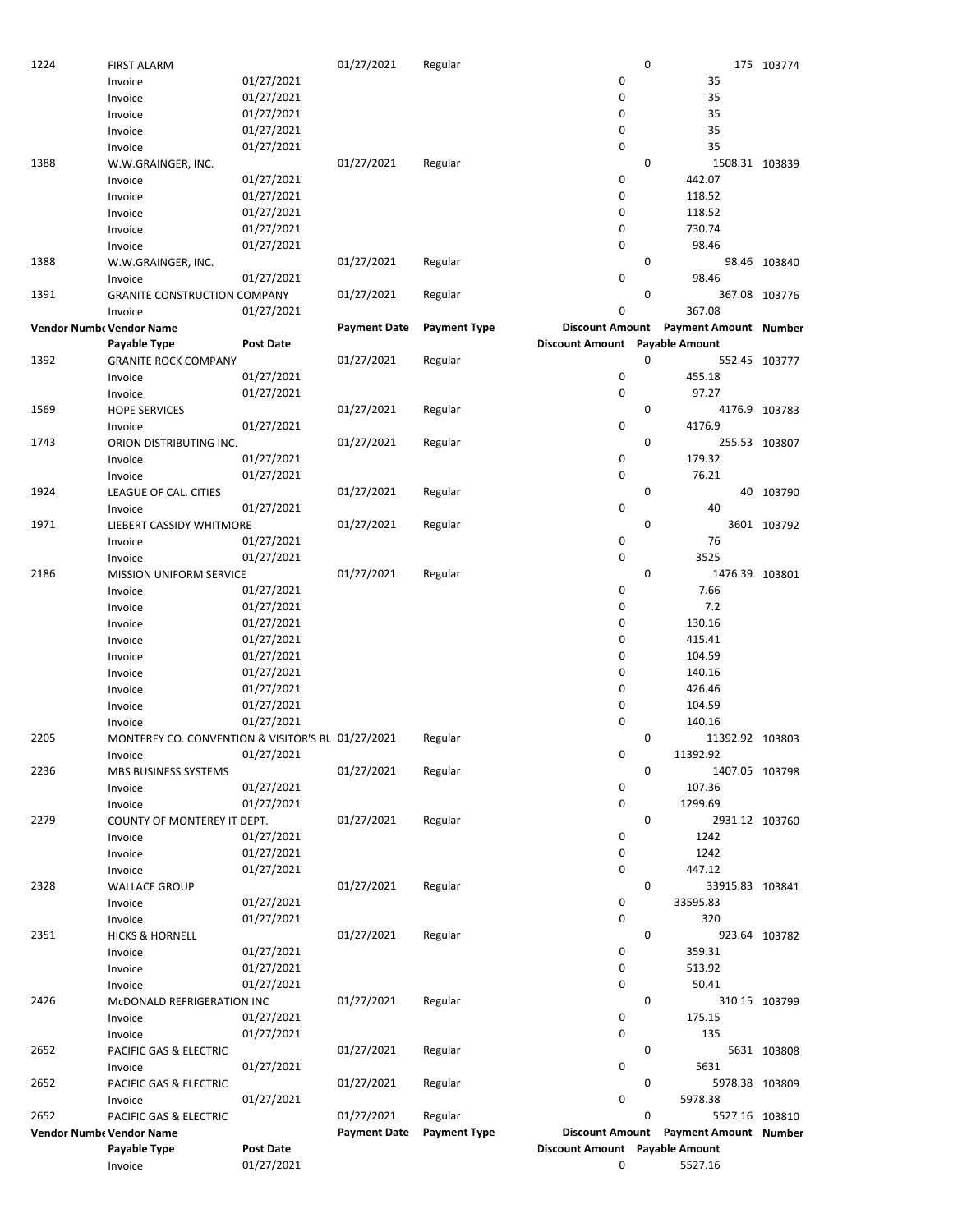| Vendor Number | Vendor Name | | Payment Date | Payment Type | Discount Amount | Payment Amount | Number |
|---|---|---|---|---|---|---|---|
| | Payable Type | Post Date | | | Discount Amount | Payable Amount | |
| 1224 | FIRST ALARM | | 01/27/2021 | Regular | 0 | 175 | 103774 |
| | Invoice | 01/27/2021 | | | 0 | 35 | |
| | Invoice | 01/27/2021 | | | 0 | 35 | |
| | Invoice | 01/27/2021 | | | 0 | 35 | |
| | Invoice | 01/27/2021 | | | 0 | 35 | |
| | Invoice | 01/27/2021 | | | 0 | 35 | |
| 1388 | W.W.GRAINGER, INC. | | 01/27/2021 | Regular | 0 | 1508.31 | 103839 |
| | Invoice | 01/27/2021 | | | 0 | 442.07 | |
| | Invoice | 01/27/2021 | | | 0 | 118.52 | |
| | Invoice | 01/27/2021 | | | 0 | 118.52 | |
| | Invoice | 01/27/2021 | | | 0 | 730.74 | |
| | Invoice | 01/27/2021 | | | 0 | 98.46 | |
| 1388 | W.W.GRAINGER, INC. | | 01/27/2021 | Regular | 0 | 98.46 | 103840 |
| | Invoice | 01/27/2021 | | | 0 | 98.46 | |
| 1391 | GRANITE CONSTRUCTION COMPANY | | 01/27/2021 | Regular | 0 | 367.08 | 103776 |
| | Invoice | 01/27/2021 | | | 0 | 367.08 | |
| 1392 | GRANITE ROCK COMPANY | | 01/27/2021 | Regular | 0 | 552.45 | 103777 |
| | Invoice | 01/27/2021 | | | 0 | 455.18 | |
| | Invoice | 01/27/2021 | | | 0 | 97.27 | |
| 1569 | HOPE SERVICES | | 01/27/2021 | Regular | 0 | 4176.9 | 103783 |
| | Invoice | 01/27/2021 | | | 0 | 4176.9 | |
| 1743 | ORION DISTRIBUTING INC. | | 01/27/2021 | Regular | 0 | 255.53 | 103807 |
| | Invoice | 01/27/2021 | | | 0 | 179.32 | |
| | Invoice | 01/27/2021 | | | 0 | 76.21 | |
| 1924 | LEAGUE OF CAL. CITIES | | 01/27/2021 | Regular | 0 | 40 | 103790 |
| | Invoice | 01/27/2021 | | | 0 | 40 | |
| 1971 | LIEBERT CASSIDY WHITMORE | | 01/27/2021 | Regular | 0 | 3601 | 103792 |
| | Invoice | 01/27/2021 | | | 0 | 76 | |
| | Invoice | 01/27/2021 | | | 0 | 3525 | |
| 2186 | MISSION UNIFORM SERVICE | | 01/27/2021 | Regular | 0 | 1476.39 | 103801 |
| | Invoice | 01/27/2021 | | | 0 | 7.66 | |
| | Invoice | 01/27/2021 | | | 0 | 7.2 | |
| | Invoice | 01/27/2021 | | | 0 | 130.16 | |
| | Invoice | 01/27/2021 | | | 0 | 415.41 | |
| | Invoice | 01/27/2021 | | | 0 | 104.59 | |
| | Invoice | 01/27/2021 | | | 0 | 140.16 | |
| | Invoice | 01/27/2021 | | | 0 | 426.46 | |
| | Invoice | 01/27/2021 | | | 0 | 104.59 | |
| | Invoice | 01/27/2021 | | | 0 | 140.16 | |
| 2205 | MONTEREY CO. CONVENTION & VISITOR'S BU | | 01/27/2021 | Regular | 0 | 11392.92 | 103803 |
| | Invoice | 01/27/2021 | | | 0 | 11392.92 | |
| 2236 | MBS BUSINESS SYSTEMS | | 01/27/2021 | Regular | 0 | 1407.05 | 103798 |
| | Invoice | 01/27/2021 | | | 0 | 107.36 | |
| | Invoice | 01/27/2021 | | | 0 | 1299.69 | |
| 2279 | COUNTY OF MONTEREY IT DEPT. | | 01/27/2021 | Regular | 0 | 2931.12 | 103760 |
| | Invoice | 01/27/2021 | | | 0 | 1242 | |
| | Invoice | 01/27/2021 | | | 0 | 1242 | |
| | Invoice | 01/27/2021 | | | 0 | 447.12 | |
| 2328 | WALLACE GROUP | | 01/27/2021 | Regular | 0 | 33915.83 | 103841 |
| | Invoice | 01/27/2021 | | | 0 | 33595.83 | |
| | Invoice | 01/27/2021 | | | 0 | 320 | |
| 2351 | HICKS & HORNELL | | 01/27/2021 | Regular | 0 | 923.64 | 103782 |
| | Invoice | 01/27/2021 | | | 0 | 359.31 | |
| | Invoice | 01/27/2021 | | | 0 | 513.92 | |
| | Invoice | 01/27/2021 | | | 0 | 50.41 | |
| 2426 | McDONALD REFRIGERATION INC | | 01/27/2021 | Regular | 0 | 310.15 | 103799 |
| | Invoice | 01/27/2021 | | | 0 | 175.15 | |
| | Invoice | 01/27/2021 | | | 0 | 135 | |
| 2652 | PACIFIC GAS & ELECTRIC | | 01/27/2021 | Regular | 0 | 5631 | 103808 |
| | Invoice | 01/27/2021 | | | 0 | 5631 | |
| 2652 | PACIFIC GAS & ELECTRIC | | 01/27/2021 | Regular | 0 | 5978.38 | 103809 |
| | Invoice | 01/27/2021 | | | 0 | 5978.38 | |
| 2652 | PACIFIC GAS & ELECTRIC | | 01/27/2021 | Regular | 0 | 5527.16 | 103810 |
| | Invoice | 01/27/2021 | | | 0 | 5527.16 | |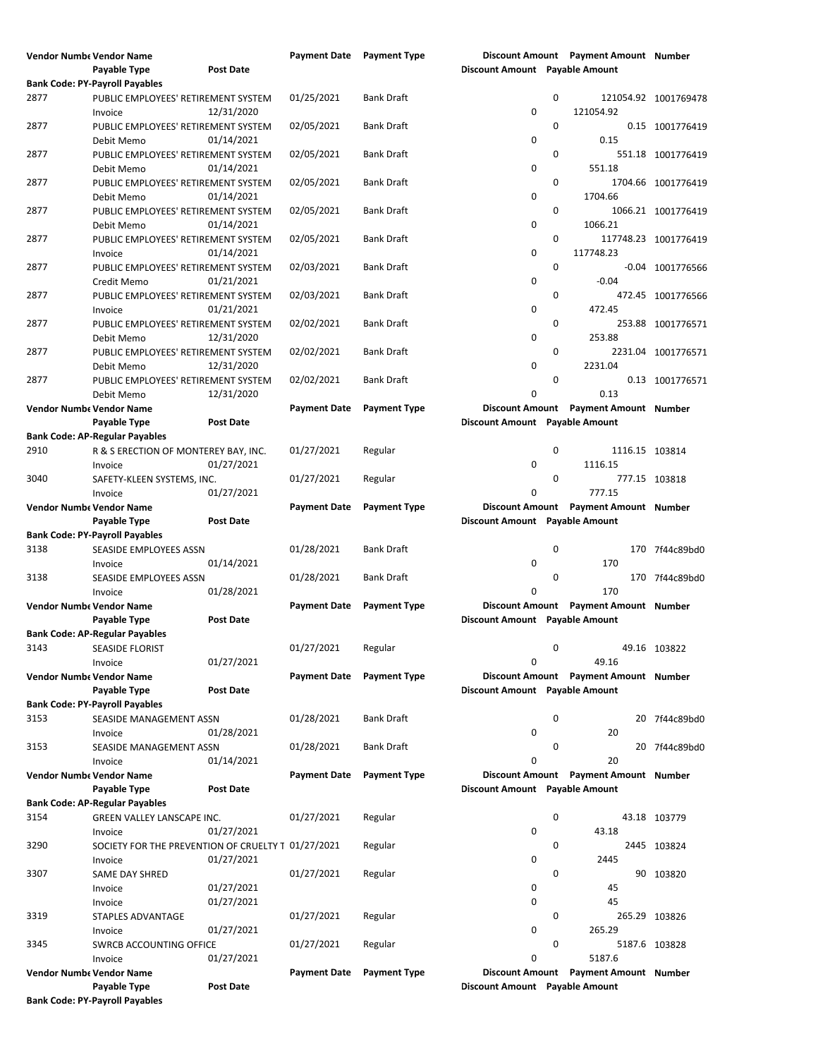| Vendor Number | Vendor Name | | Payment Date | Payment Type | Discount Amount | Payment Amount | Number |
|---|---|---|---|---|---|---|---|
| | Payable Type | Post Date | | | Discount Amount | Payable Amount | |
| **Bank Code: PY-Payroll Payables** | | | | | | | |
| 2877 | PUBLIC EMPLOYEES' RETIREMENT SYSTEM | | 01/25/2021 | Bank Draft | 0 | 121054.92 | 1001769478 |
| | Invoice | 12/31/2020 | | | 0 | 121054.92 | |
| 2877 | PUBLIC EMPLOYEES' RETIREMENT SYSTEM | | 02/05/2021 | Bank Draft | 0 | 0.15 | 1001776419 |
| | Debit Memo | 01/14/2021 | | | 0 | 0.15 | |
| 2877 | PUBLIC EMPLOYEES' RETIREMENT SYSTEM | | 02/05/2021 | Bank Draft | 0 | 551.18 | 1001776419 |
| | Debit Memo | 01/14/2021 | | | 0 | 551.18 | |
| 2877 | PUBLIC EMPLOYEES' RETIREMENT SYSTEM | | 02/05/2021 | Bank Draft | 0 | 1704.66 | 1001776419 |
| | Debit Memo | 01/14/2021 | | | 0 | 1704.66 | |
| 2877 | PUBLIC EMPLOYEES' RETIREMENT SYSTEM | | 02/05/2021 | Bank Draft | 0 | 1066.21 | 1001776419 |
| | Debit Memo | 01/14/2021 | | | 0 | 1066.21 | |
| 2877 | PUBLIC EMPLOYEES' RETIREMENT SYSTEM | | 02/05/2021 | Bank Draft | 0 | 117748.23 | 1001776419 |
| | Invoice | 01/14/2021 | | | 0 | 117748.23 | |
| 2877 | PUBLIC EMPLOYEES' RETIREMENT SYSTEM | | 02/03/2021 | Bank Draft | 0 | -0.04 | 1001776566 |
| | Credit Memo | 01/21/2021 | | | 0 | -0.04 | |
| 2877 | PUBLIC EMPLOYEES' RETIREMENT SYSTEM | | 02/03/2021 | Bank Draft | 0 | 472.45 | 1001776566 |
| | Invoice | 01/21/2021 | | | 0 | 472.45 | |
| 2877 | PUBLIC EMPLOYEES' RETIREMENT SYSTEM | | 02/02/2021 | Bank Draft | 0 | 253.88 | 1001776571 |
| | Debit Memo | 12/31/2020 | | | 0 | 253.88 | |
| 2877 | PUBLIC EMPLOYEES' RETIREMENT SYSTEM | | 02/02/2021 | Bank Draft | 0 | 2231.04 | 1001776571 |
| | Debit Memo | 12/31/2020 | | | 0 | 2231.04 | |
| 2877 | PUBLIC EMPLOYEES' RETIREMENT SYSTEM | | 02/02/2021 | Bank Draft | 0 | 0.13 | 1001776571 |
| | Debit Memo | 12/31/2020 | | | 0 | 0.13 | |

| Vendor Number | Vendor Name | | Payment Date | Payment Type | Discount Amount | Payment Amount | Number |
|---|---|---|---|---|---|---|---|
| | Payable Type | Post Date | | | Discount Amount | Payable Amount | |
| **Bank Code: AP-Regular Payables** | | | | | | | |
| 2910 | R & S ERECTION OF MONTEREY BAY, INC. | | 01/27/2021 | Regular | 0 | 1116.15 | 103814 |
| | Invoice | 01/27/2021 | | | 0 | 1116.15 | |
| 3040 | SAFETY-KLEEN SYSTEMS, INC. | | 01/27/2021 | Regular | 0 | 777.15 | 103818 |
| | Invoice | 01/27/2021 | | | 0 | 777.15 | |

| Vendor Number | Vendor Name | | Payment Date | Payment Type | Discount Amount | Payment Amount | Number |
|---|---|---|---|---|---|---|---|
| | Payable Type | Post Date | | | Discount Amount | Payable Amount | |
| **Bank Code: PY-Payroll Payables** | | | | | | | |
| 3138 | SEASIDE EMPLOYEES ASSN | | 01/28/2021 | Bank Draft | 0 | 170 | 7f4c89bd0 |
| | Invoice | 01/14/2021 | | | 0 | 170 | |
| 3138 | SEASIDE EMPLOYEES ASSN | | 01/28/2021 | Bank Draft | 0 | 170 | 7f4c89bd0 |
| | Invoice | 01/28/2021 | | | 0 | 170 | |

| Vendor Number | Vendor Name | | Payment Date | Payment Type | Discount Amount | Payment Amount | Number |
|---|---|---|---|---|---|---|---|
| | Payable Type | Post Date | | | Discount Amount | Payable Amount | |
| **Bank Code: AP-Regular Payables** | | | | | | | |
| 3143 | SEASIDE FLORIST | | 01/27/2021 | Regular | 0 | 49.16 | 103822 |
| | Invoice | 01/27/2021 | | | 0 | 49.16 | |

| Vendor Number | Vendor Name | | Payment Date | Payment Type | Discount Amount | Payment Amount | Number |
|---|---|---|---|---|---|---|---|
| | Payable Type | Post Date | | | Discount Amount | Payable Amount | |
| **Bank Code: PY-Payroll Payables** | | | | | | | |
| 3153 | SEASIDE MANAGEMENT ASSN | | 01/28/2021 | Bank Draft | 0 | 20 | 7f4c89bd0 |
| | Invoice | 01/28/2021 | | | 0 | 20 | |
| 3153 | SEASIDE MANAGEMENT ASSN | | 01/28/2021 | Bank Draft | 0 | 20 | 7f4c89bd0 |
| | Invoice | 01/14/2021 | | | 0 | 20 | |

| Vendor Number | Vendor Name | | Payment Date | Payment Type | Discount Amount | Payment Amount | Number |
|---|---|---|---|---|---|---|---|
| | Payable Type | Post Date | | | Discount Amount | Payable Amount | |
| **Bank Code: AP-Regular Payables** | | | | | | | |
| 3154 | GREEN VALLEY LANSCAPE INC. | | 01/27/2021 | Regular | 0 | 43.18 | 103779 |
| | Invoice | 01/27/2021 | | | 0 | 43.18 | |
| 3290 | SOCIETY FOR THE PREVENTION OF CRUELTY T | | 01/27/2021 | Regular | 0 | 2445 | 103824 |
| | Invoice | 01/27/2021 | | | 0 | 2445 | |
| 3307 | SAME DAY SHRED | | 01/27/2021 | Regular | 0 | 90 | 103820 |
| | Invoice | 01/27/2021 | | | 0 | 45 | |
| | Invoice | 01/27/2021 | | | 0 | 45 | |
| 3319 | STAPLES ADVANTAGE | | 01/27/2021 | Regular | 0 | 265.29 | 103826 |
| | Invoice | 01/27/2021 | | | 0 | 265.29 | |
| 3345 | SWRCB ACCOUNTING OFFICE | | 01/27/2021 | Regular | 0 | 5187.6 | 103828 |
| | Invoice | 01/27/2021 | | | 0 | 5187.6 | |

| Vendor Number | Vendor Name | | Payment Date | Payment Type | Discount Amount | Payment Amount | Number |
|---|---|---|---|---|---|---|---|
| | Payable Type | Post Date | | | Discount Amount | Payable Amount | |
| **Bank Code: PY-Payroll Payables** | | | | | | | |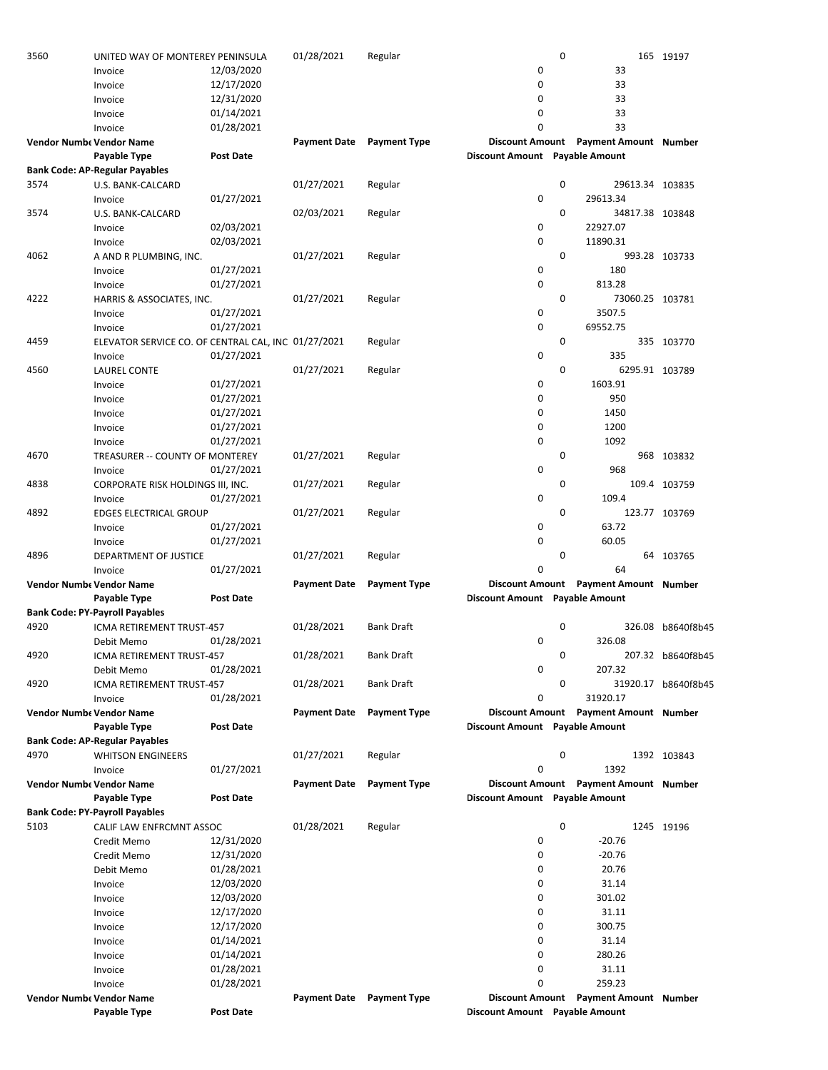| Vendor Number | Vendor Name | | Payment Date | Payment Type | Discount Amount | Payment Amount | Number |
|---|---|---|---|---|---|---|---|
| 3560 | UNITED WAY OF MONTEREY PENINSULA | | 01/28/2021 | Regular | 0 | 165 | 19197 |
| | Invoice | 12/03/2020 | | | 0 | 33 | |
| | Invoice | 12/17/2020 | | | 0 | 33 | |
| | Invoice | 12/31/2020 | | | 0 | 33 | |
| | Invoice | 01/14/2021 | | | 0 | 33 | |
| | Invoice | 01/28/2021 | | | 0 | 33 | |

| Vendor Number | Vendor Name | | Payment Date | Payment Type | Discount Amount | Payment Amount | Number |
|---|---|---|---|---|---|---|---|
| | **Payable Type** | **Post Date** | | | **Discount Amount** | **Payable Amount** | |
| **Bank Code: AP-Regular Payables** | | | | | | | |
| 3574 | U.S. BANK-CALCARD | | 01/27/2021 | Regular | 0 | 29613.34 | 103835 |
| | Invoice | 01/27/2021 | | | 0 | 29613.34 | |
| 3574 | U.S. BANK-CALCARD | | 02/03/2021 | Regular | 0 | 34817.38 | 103848 |
| | Invoice | 02/03/2021 | | | 0 | 22927.07 | |
| | Invoice | 02/03/2021 | | | 0 | 11890.31 | |
| 4062 | A AND R PLUMBING, INC. | | 01/27/2021 | Regular | 0 | 993.28 | 103733 |
| | Invoice | 01/27/2021 | | | 0 | 180 | |
| | Invoice | 01/27/2021 | | | 0 | 813.28 | |
| 4222 | HARRIS & ASSOCIATES, INC. | | 01/27/2021 | Regular | 0 | 73060.25 | 103781 |
| | Invoice | 01/27/2021 | | | 0 | 3507.5 | |
| | Invoice | 01/27/2021 | | | 0 | 69552.75 | |
| 4459 | ELEVATOR SERVICE CO. OF CENTRAL CAL, INC | | 01/27/2021 | Regular | 0 | 335 | 103770 |
| | Invoice | 01/27/2021 | | | 0 | 335 | |
| 4560 | LAUREL CONTE | | 01/27/2021 | Regular | 0 | 6295.91 | 103789 |
| | Invoice | 01/27/2021 | | | 0 | 1603.91 | |
| | Invoice | 01/27/2021 | | | 0 | 950 | |
| | Invoice | 01/27/2021 | | | 0 | 1450 | |
| | Invoice | 01/27/2021 | | | 0 | 1200 | |
| | Invoice | 01/27/2021 | | | 0 | 1092 | |
| 4670 | TREASURER -- COUNTY OF MONTEREY | | 01/27/2021 | Regular | 0 | 968 | 103832 |
| | Invoice | 01/27/2021 | | | 0 | 968 | |
| 4838 | CORPORATE RISK HOLDINGS III, INC. | | 01/27/2021 | Regular | 0 | 109.4 | 103759 |
| | Invoice | 01/27/2021 | | | 0 | 109.4 | |
| 4892 | EDGES ELECTRICAL GROUP | | 01/27/2021 | Regular | 0 | 123.77 | 103769 |
| | Invoice | 01/27/2021 | | | 0 | 63.72 | |
| | Invoice | 01/27/2021 | | | 0 | 60.05 | |
| 4896 | DEPARTMENT OF JUSTICE | | 01/27/2021 | Regular | 0 | 64 | 103765 |
| | Invoice | 01/27/2021 | | | 0 | 64 | |

| Vendor Number | Vendor Name | | Payment Date | Payment Type | Discount Amount | Payment Amount | Number |
|---|---|---|---|---|---|---|---|
| | **Payable Type** | **Post Date** | | | **Discount Amount** | **Payable Amount** | |
| **Bank Code: PY-Payroll Payables** | | | | | | | |
| 4920 | ICMA RETIREMENT TRUST-457 | | 01/28/2021 | Bank Draft | 0 | 326.08 | b8640f8b45 |
| | Debit Memo | 01/28/2021 | | | 0 | 326.08 | |
| 4920 | ICMA RETIREMENT TRUST-457 | | 01/28/2021 | Bank Draft | 0 | 207.32 | b8640f8b45 |
| | Debit Memo | 01/28/2021 | | | 0 | 207.32 | |
| 4920 | ICMA RETIREMENT TRUST-457 | | 01/28/2021 | Bank Draft | 0 | 31920.17 | b8640f8b45 |
| | Invoice | 01/28/2021 | | | 0 | 31920.17 | |

| Vendor Number | Vendor Name | | Payment Date | Payment Type | Discount Amount | Payment Amount | Number |
|---|---|---|---|---|---|---|---|
| | **Payable Type** | **Post Date** | | | **Discount Amount** | **Payable Amount** | |
| **Bank Code: AP-Regular Payables** | | | | | | | |
| 4970 | WHITSON ENGINEERS | | 01/27/2021 | Regular | 0 | 1392 | 103843 |
| | Invoice | 01/27/2021 | | | 0 | 1392 | |

| Vendor Number | Vendor Name | | Payment Date | Payment Type | Discount Amount | Payment Amount | Number |
|---|---|---|---|---|---|---|---|
| | **Payable Type** | **Post Date** | | | **Discount Amount** | **Payable Amount** | |
| **Bank Code: PY-Payroll Payables** | | | | | | | |
| 5103 | CALIF LAW ENFRCMNT ASSOC | | 01/28/2021 | Regular | 0 | 1245 | 19196 |
| | Credit Memo | 12/31/2020 | | | 0 | -20.76 | |
| | Credit Memo | 12/31/2020 | | | 0 | -20.76 | |
| | Debit Memo | 01/28/2021 | | | 0 | 20.76 | |
| | Invoice | 12/03/2020 | | | 0 | 31.14 | |
| | Invoice | 12/03/2020 | | | 0 | 301.02 | |
| | Invoice | 12/17/2020 | | | 0 | 31.11 | |
| | Invoice | 12/17/2020 | | | 0 | 300.75 | |
| | Invoice | 01/14/2021 | | | 0 | 31.14 | |
| | Invoice | 01/14/2021 | | | 0 | 280.26 | |
| | Invoice | 01/28/2021 | | | 0 | 31.11 | |
| | Invoice | 01/28/2021 | | | 0 | 259.23 | |

| Vendor Number | Vendor Name | | Payment Date | Payment Type | Discount Amount | Payment Amount | Number |
|---|---|---|---|---|---|---|---|
| | **Payable Type** | **Post Date** | | | **Discount Amount** | **Payable Amount** | |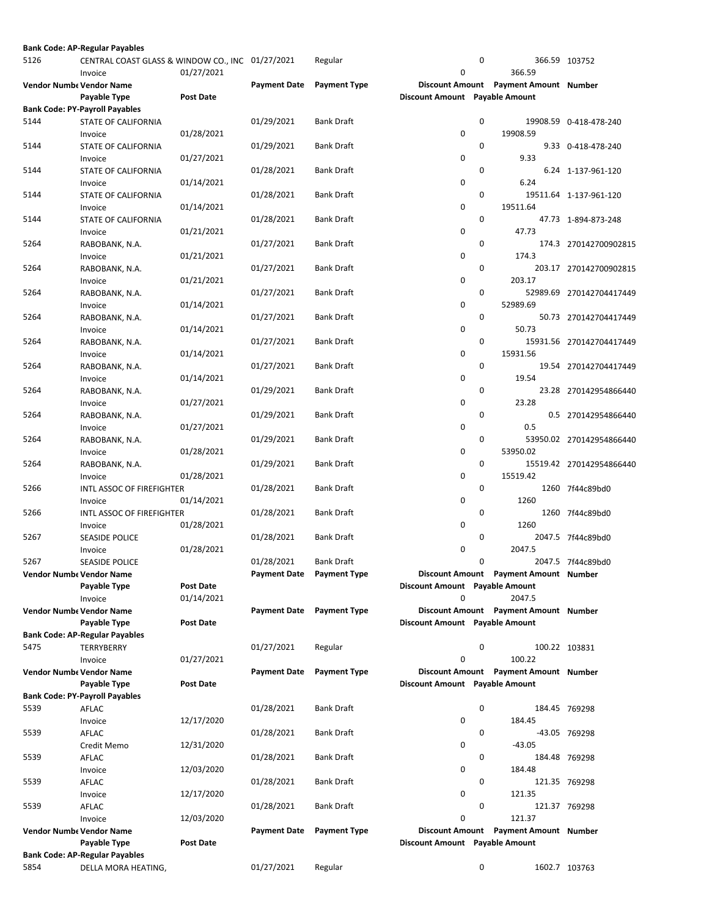| | | | | | | | |
|---|---|---|---|---|---|---|---|
| **Bank Code: AP-Regular Payables** | | | | | | | |
| 5126 | CENTRAL COAST GLASS & WINDOW CO., INC | | 01/27/2021 | Regular | 0 | 366.59 | 103752 |
| | Invoice | 01/27/2021 | | | 0 | 366.59 | |
| **Vendor Numbe** | **Vendor Name** | | **Payment Date** | **Payment Type** | **Discount Amount** | **Payment Amount** | **Number** |
| | **Payable Type** | **Post Date** | | | **Discount Amount** | **Payable Amount** | |
| **Bank Code: PY-Payroll Payables** | | | | | | | |
| 5144 | STATE OF CALIFORNIA | | 01/29/2021 | Bank Draft | 0 | 19908.59 | 0-418-478-240 |
| | Invoice | 01/28/2021 | | | 0 | 19908.59 | |
| 5144 | STATE OF CALIFORNIA | | 01/29/2021 | Bank Draft | 0 | 9.33 | 0-418-478-240 |
| | Invoice | 01/27/2021 | | | 0 | 9.33 | |
| 5144 | STATE OF CALIFORNIA | | 01/28/2021 | Bank Draft | 0 | 6.24 | 1-137-961-120 |
| | Invoice | 01/14/2021 | | | 0 | 6.24 | |
| 5144 | STATE OF CALIFORNIA | | 01/28/2021 | Bank Draft | 0 | 19511.64 | 1-137-961-120 |
| | Invoice | 01/14/2021 | | | 0 | 19511.64 | |
| 5144 | STATE OF CALIFORNIA | | 01/28/2021 | Bank Draft | 0 | 47.73 | 1-894-873-248 |
| | Invoice | 01/21/2021 | | | 0 | 47.73 | |
| 5264 | RABOBANK, N.A. | | 01/27/2021 | Bank Draft | 0 | 174.3 | 270142700902815 |
| | Invoice | 01/21/2021 | | | 0 | 174.3 | |
| 5264 | RABOBANK, N.A. | | 01/27/2021 | Bank Draft | 0 | 203.17 | 270142700902815 |
| | Invoice | 01/21/2021 | | | 0 | 203.17 | |
| 5264 | RABOBANK, N.A. | | 01/27/2021 | Bank Draft | 0 | 52989.69 | 270142704417449 |
| | Invoice | 01/14/2021 | | | 0 | 52989.69 | |
| 5264 | RABOBANK, N.A. | | 01/27/2021 | Bank Draft | 0 | 50.73 | 270142704417449 |
| | Invoice | 01/14/2021 | | | 0 | 50.73 | |
| 5264 | RABOBANK, N.A. | | 01/27/2021 | Bank Draft | 0 | 15931.56 | 270142704417449 |
| | Invoice | 01/14/2021 | | | 0 | 15931.56 | |
| 5264 | RABOBANK, N.A. | | 01/27/2021 | Bank Draft | 0 | 19.54 | 270142704417449 |
| | Invoice | 01/14/2021 | | | 0 | 19.54 | |
| 5264 | RABOBANK, N.A. | | 01/29/2021 | Bank Draft | 0 | 23.28 | 270142954866440 |
| | Invoice | 01/27/2021 | | | 0 | 23.28 | |
| 5264 | RABOBANK, N.A. | | 01/29/2021 | Bank Draft | 0 | 0.5 | 270142954866440 |
| | Invoice | 01/27/2021 | | | 0 | 0.5 | |
| 5264 | RABOBANK, N.A. | | 01/29/2021 | Bank Draft | 0 | 53950.02 | 270142954866440 |
| | Invoice | 01/28/2021 | | | 0 | 53950.02 | |
| 5264 | RABOBANK, N.A. | | 01/29/2021 | Bank Draft | 0 | 15519.42 | 270142954866440 |
| | Invoice | 01/28/2021 | | | 0 | 15519.42 | |
| 5266 | INTL ASSOC OF FIREFIGHTER | | 01/28/2021 | Bank Draft | 0 | 1260 | 7f44c89bd0 |
| | Invoice | 01/14/2021 | | | 0 | 1260 | |
| 5266 | INTL ASSOC OF FIREFIGHTER | | 01/28/2021 | Bank Draft | 0 | 1260 | 7f44c89bd0 |
| | Invoice | 01/28/2021 | | | 0 | 1260 | |
| 5267 | SEASIDE POLICE | | 01/28/2021 | Bank Draft | 0 | 2047.5 | 7f44c89bd0 |
| | Invoice | 01/28/2021 | | | 0 | 2047.5 | |
| 5267 | SEASIDE POLICE | | 01/28/2021 | Bank Draft | 0 | 2047.5 | 7f44c89bd0 |
| **Vendor Numbe** | **Vendor Name** | | **Payment Date** | **Payment Type** | **Discount Amount** | **Payment Amount** | **Number** |
| | **Payable Type** | **Post Date** | | | **Discount Amount** | **Payable Amount** | |
| | Invoice | 01/14/2021 | | | 0 | 2047.5 | |
| **Vendor Numbe** | **Vendor Name** | | **Payment Date** | **Payment Type** | **Discount Amount** | **Payment Amount** | **Number** |
| | **Payable Type** | **Post Date** | | | **Discount Amount** | **Payable Amount** | |
| **Bank Code: AP-Regular Payables** | | | | | | | |
| 5475 | TERRYBERRY | | 01/27/2021 | Regular | 0 | 100.22 | 103831 |
| | Invoice | 01/27/2021 | | | 0 | 100.22 | |
| **Vendor Numbe** | **Vendor Name** | | **Payment Date** | **Payment Type** | **Discount Amount** | **Payment Amount** | **Number** |
| | **Payable Type** | **Post Date** | | | **Discount Amount** | **Payable Amount** | |
| **Bank Code: PY-Payroll Payables** | | | | | | | |
| 5539 | AFLAC | | 01/28/2021 | Bank Draft | 0 | 184.45 | 769298 |
| | Invoice | 12/17/2020 | | | 0 | 184.45 | |
| 5539 | AFLAC | | 01/28/2021 | Bank Draft | 0 | -43.05 | 769298 |
| | Credit Memo | 12/31/2020 | | | 0 | -43.05 | |
| 5539 | AFLAC | | 01/28/2021 | Bank Draft | 0 | 184.48 | 769298 |
| | Invoice | 12/03/2020 | | | 0 | 184.48 | |
| 5539 | AFLAC | | 01/28/2021 | Bank Draft | 0 | 121.35 | 769298 |
| | Invoice | 12/17/2020 | | | 0 | 121.35 | |
| 5539 | AFLAC | | 01/28/2021 | Bank Draft | 0 | 121.37 | 769298 |
| | Invoice | 12/03/2020 | | | 0 | 121.37 | |
| **Vendor Numbe** | **Vendor Name** | | **Payment Date** | **Payment Type** | **Discount Amount** | **Payment Amount** | **Number** |
| | **Payable Type** | **Post Date** | | | **Discount Amount** | **Payable Amount** | |
| **Bank Code: AP-Regular Payables** | | | | | | | |
| 5854 | DELLA MORA HEATING, | | 01/27/2021 | Regular | 0 | 1602.7 | 103763 |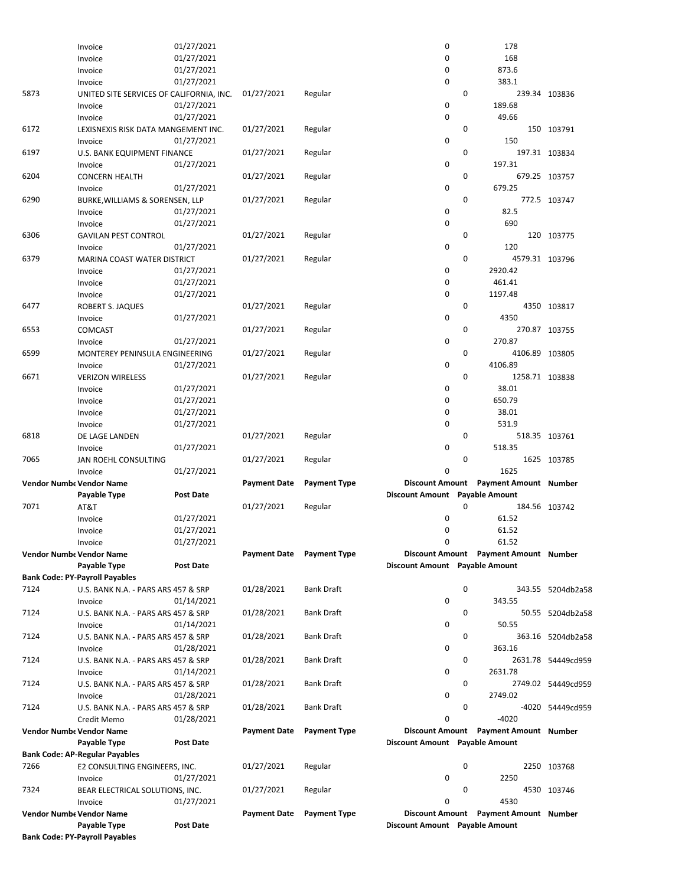| Vendor Number | Vendor Name | Payment Date | Payment Type | Discount Amount | Payment Amount | Number |
|---|---|---|---|---|---|---|
| | Payable Type / Post Date | | | Discount Amount | Payable Amount | |
| | Invoice 01/27/2021 | | | 0 | 178 | |
| | Invoice 01/27/2021 | | | 0 | 168 | |
| | Invoice 01/27/2021 | | | 0 | 873.6 | |
| | Invoice 01/27/2021 | | | 0 | 383.1 | |
| 5873 | UNITED SITE SERVICES OF CALIFORNIA, INC. | 01/27/2021 | Regular | 0 | 239.34 | 103836 |
| | Invoice 01/27/2021 | | | 0 | 189.68 | |
| | Invoice 01/27/2021 | | | 0 | 49.66 | |
| 6172 | LEXISNEXIS RISK DATA MANGEMENT INC. | 01/27/2021 | Regular | 0 | 150 | 103791 |
| | Invoice 01/27/2021 | | | 0 | 150 | |
| 6197 | U.S. BANK EQUIPMENT FINANCE | 01/27/2021 | Regular | 0 | 197.31 | 103834 |
| | Invoice 01/27/2021 | | | 0 | 197.31 | |
| 6204 | CONCERN HEALTH | 01/27/2021 | Regular | 0 | 679.25 | 103757 |
| | Invoice 01/27/2021 | | | 0 | 679.25 | |
| 6290 | BURKE,WILLIAMS & SORENSEN, LLP | 01/27/2021 | Regular | 0 | 772.5 | 103747 |
| | Invoice 01/27/2021 | | | 0 | 82.5 | |
| | Invoice 01/27/2021 | | | 0 | 690 | |
| 6306 | GAVILAN PEST CONTROL | 01/27/2021 | Regular | 0 | 120 | 103775 |
| | Invoice 01/27/2021 | | | 0 | 120 | |
| 6379 | MARINA COAST WATER DISTRICT | 01/27/2021 | Regular | 0 | 4579.31 | 103796 |
| | Invoice 01/27/2021 | | | 0 | 2920.42 | |
| | Invoice 01/27/2021 | | | 0 | 461.41 | |
| | Invoice 01/27/2021 | | | 0 | 1197.48 | |
| 6477 | ROBERT S. JAQUES | 01/27/2021 | Regular | 0 | 4350 | 103817 |
| | Invoice 01/27/2021 | | | 0 | 4350 | |
| 6553 | COMCAST | 01/27/2021 | Regular | 0 | 270.87 | 103755 |
| | Invoice 01/27/2021 | | | 0 | 270.87 | |
| 6599 | MONTEREY PENINSULA ENGINEERING | 01/27/2021 | Regular | 0 | 4106.89 | 103805 |
| | Invoice 01/27/2021 | | | 0 | 4106.89 | |
| 6671 | VERIZON WIRELESS | 01/27/2021 | Regular | 0 | 1258.71 | 103838 |
| | Invoice 01/27/2021 | | | 0 | 38.01 | |
| | Invoice 01/27/2021 | | | 0 | 650.79 | |
| | Invoice 01/27/2021 | | | 0 | 38.01 | |
| | Invoice 01/27/2021 | | | 0 | 531.9 | |
| 6818 | DE LAGE LANDEN | 01/27/2021 | Regular | 0 | 518.35 | 103761 |
| | Invoice 01/27/2021 | | | 0 | 518.35 | |
| 7065 | JAN ROEHL CONSULTING | 01/27/2021 | Regular | 0 | 1625 | 103785 |
| | Invoice 01/27/2021 | | | 0 | 1625 | |

| Vendor Number | Vendor Name | Payment Date | Payment Type | Discount Amount | Payment Amount | Number |
|---|---|---|---|---|---|---|
| | Payable Type / Post Date | | | Discount Amount | Payable Amount | |
| 7071 | AT&T | 01/27/2021 | Regular | 0 | 184.56 | 103742 |
| | Invoice 01/27/2021 | | | 0 | 61.52 | |
| | Invoice 01/27/2021 | | | 0 | 61.52 | |
| | Invoice 01/27/2021 | | | 0 | 61.52 | |

**Bank Code: PY-Payroll Payables**

| Vendor Number | Vendor Name | Payment Date | Payment Type | Discount Amount | Payment Amount | Number |
|---|---|---|---|---|---|---|
| | Payable Type / Post Date | | | Discount Amount | Payable Amount | |
| 7124 | U.S. BANK N.A. - PARS ARS 457 & SRP | 01/28/2021 | Bank Draft | 0 | 343.55 | 5204db2a58 |
| | Invoice 01/14/2021 | | | 0 | 343.55 | |
| 7124 | U.S. BANK N.A. - PARS ARS 457 & SRP | 01/28/2021 | Bank Draft | 0 | 50.55 | 5204db2a58 |
| | Invoice 01/14/2021 | | | 0 | 50.55 | |
| 7124 | U.S. BANK N.A. - PARS ARS 457 & SRP | 01/28/2021 | Bank Draft | 0 | 363.16 | 5204db2a58 |
| | Invoice 01/28/2021 | | | 0 | 363.16 | |
| 7124 | U.S. BANK N.A. - PARS ARS 457 & SRP | 01/28/2021 | Bank Draft | 0 | 2631.78 | 54449cd959 |
| | Invoice 01/14/2021 | | | 0 | 2631.78 | |
| 7124 | U.S. BANK N.A. - PARS ARS 457 & SRP | 01/28/2021 | Bank Draft | 0 | 2749.02 | 54449cd959 |
| | Invoice 01/28/2021 | | | 0 | 2749.02 | |
| 7124 | U.S. BANK N.A. - PARS ARS 457 & SRP | 01/28/2021 | Bank Draft | 0 | -4020 | 54449cd959 |
| | Credit Memo 01/28/2021 | | | 0 | -4020 | |

**Bank Code: AP-Regular Payables**

| Vendor Number | Vendor Name | Payment Date | Payment Type | Discount Amount | Payment Amount | Number |
|---|---|---|---|---|---|---|
| | Payable Type / Post Date | | | Discount Amount | Payable Amount | |
| 7266 | E2 CONSULTING ENGINEERS, INC. | 01/27/2021 | Regular | 0 | 2250 | 103768 |
| | Invoice 01/27/2021 | | | 0 | 2250 | |
| 7324 | BEAR ELECTRICAL SOLUTIONS, INC. | 01/27/2021 | Regular | 0 | 4530 | 103746 |
| | Invoice 01/27/2021 | | | 0 | 4530 | |

| Vendor Number | Vendor Name | Payment Date | Payment Type | Discount Amount | Payment Amount | Number |
|---|---|---|---|---|---|---|
| | Payable Type / Post Date | | | Discount Amount | Payable Amount | |

**Bank Code: PY-Payroll Payables**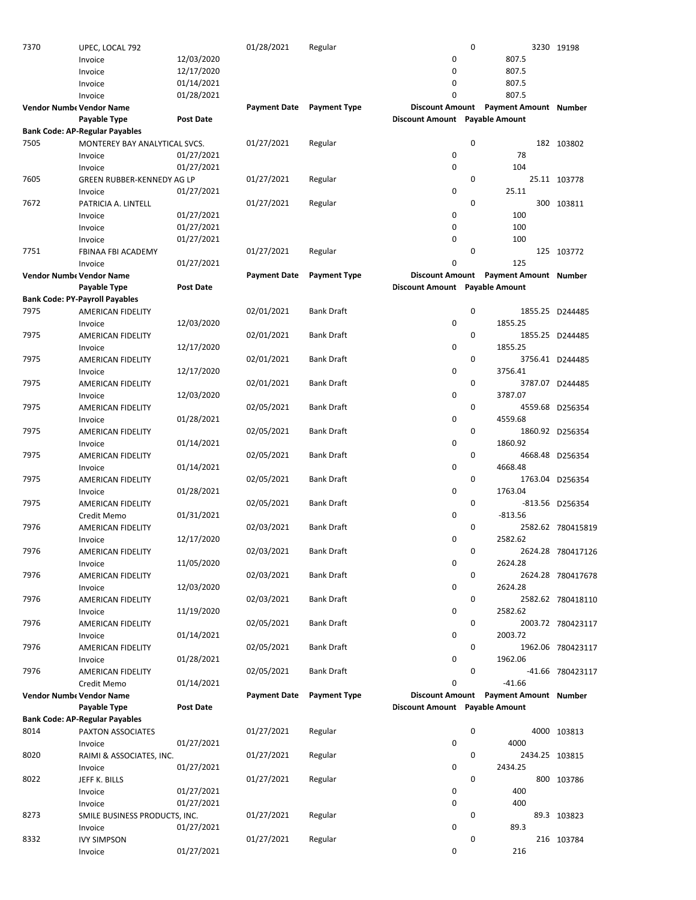| | | | | | | | |
|---|---|---|---|---|---|---|---|
| 7370 | UPEC, LOCAL 792 | | 01/28/2021 | Regular | 0 | 3230 | 19198 |
| | Invoice | 12/03/2020 | | | 0 | 807.5 | |
| | Invoice | 12/17/2020 | | | 0 | 807.5 | |
| | Invoice | 01/14/2021 | | | 0 | 807.5 | |
| | Invoice | 01/28/2021 | | | 0 | 807.5 | |
| **Vendor Number** | **Vendor Name** | | **Payment Date** | **Payment Type** | **Discount Amount** | **Payment Amount** | **Number** |
| | **Payable Type** | **Post Date** | | | **Discount Amount** | **Payable Amount** | |
| **Bank Code: AP-Regular Payables** | | | | | | | |
| 7505 | MONTEREY BAY ANALYTICAL SVCS. | | 01/27/2021 | Regular | 0 | 182 | 103802 |
| | Invoice | 01/27/2021 | | | 0 | 78 | |
| | Invoice | 01/27/2021 | | | 0 | 104 | |
| 7605 | GREEN RUBBER-KENNEDY AG LP | | 01/27/2021 | Regular | 0 | 25.11 | 103778 |
| | Invoice | 01/27/2021 | | | 0 | 25.11 | |
| 7672 | PATRICIA A. LINTELL | | 01/27/2021 | Regular | 0 | 300 | 103811 |
| | Invoice | 01/27/2021 | | | 0 | 100 | |
| | Invoice | 01/27/2021 | | | 0 | 100 | |
| | Invoice | 01/27/2021 | | | 0 | 100 | |
| 7751 | FBINAA FBI ACADEMY | | 01/27/2021 | Regular | 0 | 125 | 103772 |
| | Invoice | 01/27/2021 | | | 0 | 125 | |
| **Vendor Number** | **Vendor Name** | | **Payment Date** | **Payment Type** | **Discount Amount** | **Payment Amount** | **Number** |
| | **Payable Type** | **Post Date** | | | **Discount Amount** | **Payable Amount** | |
| **Bank Code: PY-Payroll Payables** | | | | | | | |
| 7975 | AMERICAN FIDELITY | | 02/01/2021 | Bank Draft | 0 | 1855.25 | D244485 |
| | Invoice | 12/03/2020 | | | 0 | 1855.25 | |
| 7975 | AMERICAN FIDELITY | | 02/01/2021 | Bank Draft | 0 | 1855.25 | D244485 |
| | Invoice | 12/17/2020 | | | 0 | 1855.25 | |
| 7975 | AMERICAN FIDELITY | | 02/01/2021 | Bank Draft | 0 | 3756.41 | D244485 |
| | Invoice | 12/17/2020 | | | 0 | 3756.41 | |
| 7975 | AMERICAN FIDELITY | | 02/01/2021 | Bank Draft | 0 | 3787.07 | D244485 |
| | Invoice | 12/03/2020 | | | 0 | 3787.07 | |
| 7975 | AMERICAN FIDELITY | | 02/05/2021 | Bank Draft | 0 | 4559.68 | D256354 |
| | Invoice | 01/28/2021 | | | 0 | 4559.68 | |
| 7975 | AMERICAN FIDELITY | | 02/05/2021 | Bank Draft | 0 | 1860.92 | D256354 |
| | Invoice | 01/14/2021 | | | 0 | 1860.92 | |
| 7975 | AMERICAN FIDELITY | | 02/05/2021 | Bank Draft | 0 | 4668.48 | D256354 |
| | Invoice | 01/14/2021 | | | 0 | 4668.48 | |
| 7975 | AMERICAN FIDELITY | | 02/05/2021 | Bank Draft | 0 | 1763.04 | D256354 |
| | Invoice | 01/28/2021 | | | 0 | 1763.04 | |
| 7975 | AMERICAN FIDELITY | | 02/05/2021 | Bank Draft | 0 | -813.56 | D256354 |
| | Credit Memo | 01/31/2021 | | | 0 | -813.56 | |
| 7976 | AMERICAN FIDELITY | | 02/03/2021 | Bank Draft | 0 | 2582.62 | 780415819 |
| | Invoice | 12/17/2020 | | | 0 | 2582.62 | |
| 7976 | AMERICAN FIDELITY | | 02/03/2021 | Bank Draft | 0 | 2624.28 | 780417126 |
| | Invoice | 11/05/2020 | | | 0 | 2624.28 | |
| 7976 | AMERICAN FIDELITY | | 02/03/2021 | Bank Draft | 0 | 2624.28 | 780417678 |
| | Invoice | 12/03/2020 | | | 0 | 2624.28 | |
| 7976 | AMERICAN FIDELITY | | 02/03/2021 | Bank Draft | 0 | 2582.62 | 780418110 |
| | Invoice | 11/19/2020 | | | 0 | 2582.62 | |
| 7976 | AMERICAN FIDELITY | | 02/05/2021 | Bank Draft | 0 | 2003.72 | 780423117 |
| | Invoice | 01/14/2021 | | | 0 | 2003.72 | |
| 7976 | AMERICAN FIDELITY | | 02/05/2021 | Bank Draft | 0 | 1962.06 | 780423117 |
| | Invoice | 01/28/2021 | | | 0 | 1962.06 | |
| 7976 | AMERICAN FIDELITY | | 02/05/2021 | Bank Draft | 0 | -41.66 | 780423117 |
| | Credit Memo | 01/14/2021 | | | 0 | -41.66 | |
| **Vendor Number** | **Vendor Name** | | **Payment Date** | **Payment Type** | **Discount Amount** | **Payment Amount** | **Number** |
| | **Payable Type** | **Post Date** | | | **Discount Amount** | **Payable Amount** | |
| **Bank Code: AP-Regular Payables** | | | | | | | |
| 8014 | PAXTON ASSOCIATES | | 01/27/2021 | Regular | 0 | 4000 | 103813 |
| | Invoice | 01/27/2021 | | | 0 | 4000 | |
| 8020 | RAIMI & ASSOCIATES, INC. | | 01/27/2021 | Regular | 0 | 2434.25 | 103815 |
| | Invoice | 01/27/2021 | | | 0 | 2434.25 | |
| 8022 | JEFF K. BILLS | | 01/27/2021 | Regular | 0 | 800 | 103786 |
| | Invoice | 01/27/2021 | | | 0 | 400 | |
| | Invoice | 01/27/2021 | | | 0 | 400 | |
| 8273 | SMILE BUSINESS PRODUCTS, INC. | | 01/27/2021 | Regular | 0 | 89.3 | 103823 |
| | Invoice | 01/27/2021 | | | 0 | 89.3 | |
| 8332 | IVY SIMPSON | | 01/27/2021 | Regular | 0 | 216 | 103784 |
| | Invoice | 01/27/2021 | | | 0 | 216 | |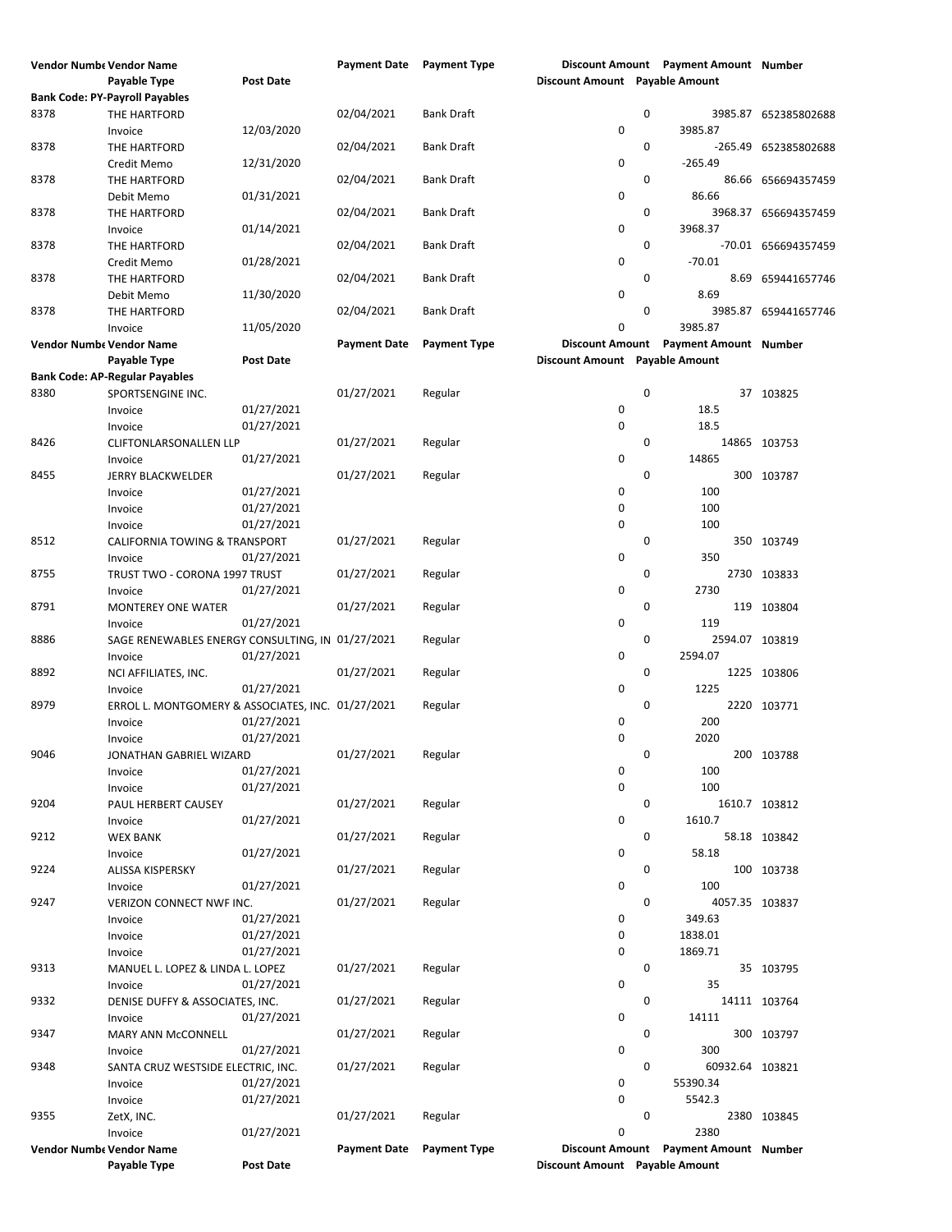| Vendor Number | Vendor Name | | Payment Date | Payment Type | Discount Amount | Payment Amount | Number |
|---|---|---|---|---|---|---|---|
| | Payable Type | Post Date | | | Discount Amount | Payable Amount | |
| **Bank Code: PY-Payroll Payables** | | | | | | | |
| 8378 | THE HARTFORD | | 02/04/2021 | Bank Draft | 0 | 3985.87 | 652385802688 |
| | Invoice | 12/03/2020 | | | 0 | 3985.87 | |
| 8378 | THE HARTFORD | | 02/04/2021 | Bank Draft | 0 | -265.49 | 652385802688 |
| | Credit Memo | 12/31/2020 | | | 0 | -265.49 | |
| 8378 | THE HARTFORD | | 02/04/2021 | Bank Draft | 0 | 86.66 | 656694357459 |
| | Debit Memo | 01/31/2021 | | | 0 | 86.66 | |
| 8378 | THE HARTFORD | | 02/04/2021 | Bank Draft | 0 | 3968.37 | 656694357459 |
| | Invoice | 01/14/2021 | | | 0 | 3968.37 | |
| 8378 | THE HARTFORD | | 02/04/2021 | Bank Draft | 0 | -70.01 | 656694357459 |
| | Credit Memo | 01/28/2021 | | | 0 | -70.01 | |
| 8378 | THE HARTFORD | | 02/04/2021 | Bank Draft | 0 | 8.69 | 659441657746 |
| | Debit Memo | 11/30/2020 | | | 0 | 8.69 | |
| 8378 | THE HARTFORD | | 02/04/2021 | Bank Draft | 0 | 3985.87 | 659441657746 |
| | Invoice | 11/05/2020 | | | 0 | 3985.87 | |

| Vendor Number | Vendor Name | | Payment Date | Payment Type | Discount Amount | Payment Amount | Number |
|---|---|---|---|---|---|---|---|
| | Payable Type | Post Date | | | Discount Amount | Payable Amount | |
| **Bank Code: AP-Regular Payables** | | | | | | | |
| 8380 | SPORTSENGINE INC. | | 01/27/2021 | Regular | 0 | 37 | 103825 |
| | Invoice | 01/27/2021 | | | 0 | 18.5 | |
| | Invoice | 01/27/2021 | | | 0 | 18.5 | |
| 8426 | CLIFTONLARSONALLEN LLP | | 01/27/2021 | Regular | 0 | 14865 | 103753 |
| | Invoice | 01/27/2021 | | | 0 | 14865 | |
| 8455 | JERRY BLACKWELDER | | 01/27/2021 | Regular | 0 | 300 | 103787 |
| | Invoice | 01/27/2021 | | | 0 | 100 | |
| | Invoice | 01/27/2021 | | | 0 | 100 | |
| | Invoice | 01/27/2021 | | | 0 | 100 | |
| 8512 | CALIFORNIA TOWING & TRANSPORT | | 01/27/2021 | Regular | 0 | 350 | 103749 |
| | Invoice | 01/27/2021 | | | 0 | 350 | |
| 8755 | TRUST TWO - CORONA 1997 TRUST | | 01/27/2021 | Regular | 0 | 2730 | 103833 |
| | Invoice | 01/27/2021 | | | 0 | 2730 | |
| 8791 | MONTEREY ONE WATER | | 01/27/2021 | Regular | 0 | 119 | 103804 |
| | Invoice | 01/27/2021 | | | 0 | 119 | |
| 8886 | SAGE RENEWABLES ENERGY CONSULTING, IN | | 01/27/2021 | Regular | 0 | 2594.07 | 103819 |
| | Invoice | 01/27/2021 | | | 0 | 2594.07 | |
| 8892 | NCI AFFILIATES, INC. | | 01/27/2021 | Regular | 0 | 1225 | 103806 |
| | Invoice | 01/27/2021 | | | 0 | 1225 | |
| 8979 | ERROL L. MONTGOMERY & ASSOCIATES, INC. | | 01/27/2021 | Regular | 0 | 2220 | 103771 |
| | Invoice | 01/27/2021 | | | 0 | 200 | |
| | Invoice | 01/27/2021 | | | 0 | 2020 | |
| 9046 | JONATHAN GABRIEL WIZARD | | 01/27/2021 | Regular | 0 | 200 | 103788 |
| | Invoice | 01/27/2021 | | | 0 | 100 | |
| | Invoice | 01/27/2021 | | | 0 | 100 | |
| 9204 | PAUL HERBERT CAUSEY | | 01/27/2021 | Regular | 0 | 1610.7 | 103812 |
| | Invoice | 01/27/2021 | | | 0 | 1610.7 | |
| 9212 | WEX BANK | | 01/27/2021 | Regular | 0 | 58.18 | 103842 |
| | Invoice | 01/27/2021 | | | 0 | 58.18 | |
| 9224 | ALISSA KISPERSKY | | 01/27/2021 | Regular | 0 | 100 | 103738 |
| | Invoice | 01/27/2021 | | | 0 | 100 | |
| 9247 | VERIZON CONNECT NWF INC. | | 01/27/2021 | Regular | 0 | 4057.35 | 103837 |
| | Invoice | 01/27/2021 | | | 0 | 349.63 | |
| | Invoice | 01/27/2021 | | | 0 | 1838.01 | |
| | Invoice | 01/27/2021 | | | 0 | 1869.71 | |
| 9313 | MANUEL L. LOPEZ & LINDA L. LOPEZ | | 01/27/2021 | Regular | 0 | 35 | 103795 |
| | Invoice | 01/27/2021 | | | 0 | 35 | |
| 9332 | DENISE DUFFY & ASSOCIATES, INC. | | 01/27/2021 | Regular | 0 | 14111 | 103764 |
| | Invoice | 01/27/2021 | | | 0 | 14111 | |
| 9347 | MARY ANN McCONNELL | | 01/27/2021 | Regular | 0 | 300 | 103797 |
| | Invoice | 01/27/2021 | | | 0 | 300 | |
| 9348 | SANTA CRUZ WESTSIDE ELECTRIC, INC. | | 01/27/2021 | Regular | 0 | 60932.64 | 103821 |
| | Invoice | 01/27/2021 | | | 0 | 55390.34 | |
| | Invoice | 01/27/2021 | | | 0 | 5542.3 | |
| 9355 | ZetX, INC. | | 01/27/2021 | Regular | 0 | 2380 | 103845 |
| | Invoice | 01/27/2021 | | | 0 | 2380 | |

| Vendor Number | Vendor Name | | Payment Date | Payment Type | Discount Amount | Payment Amount | Number |
|---|---|---|---|---|---|---|---|
| | Payable Type | Post Date | | | Discount Amount | Payable Amount | |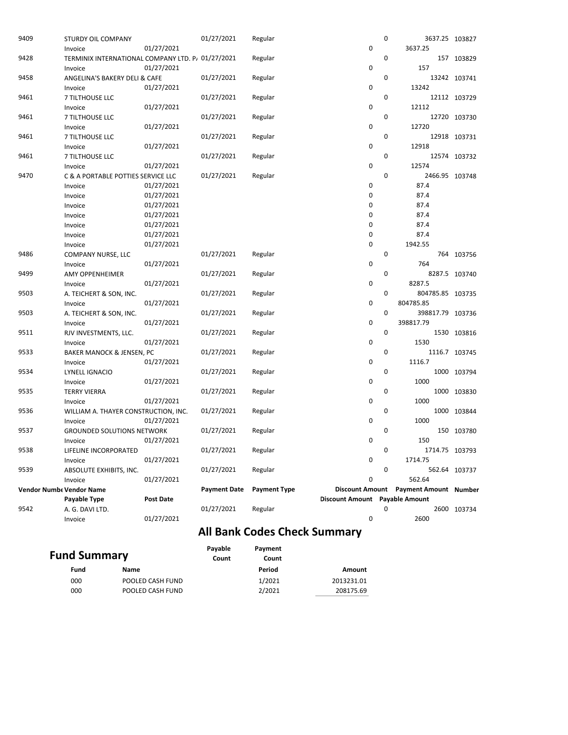| Vendor Number | Vendor Name | | Payment Date | Payment Type | Discount Amount | Payment Amount | Number |
|---|---|---|---|---|---|---|---|
| | Payable Type | Post Date | | | Discount Amount | Payable Amount | |
| 9409 | STURDY OIL COMPANY | | 01/27/2021 | Regular | 0 | 3637.25 | 103827 |
| | Invoice | 01/27/2021 | | | 0 | 3637.25 | |
| 9428 | TERMINIX INTERNATIONAL COMPANY LTD. P/ | | 01/27/2021 | Regular | 0 | 157 | 103829 |
| | Invoice | 01/27/2021 | | | 0 | 157 | |
| 9458 | ANGELINA'S BAKERY DELI & CAFE | | 01/27/2021 | Regular | 0 | 13242 | 103741 |
| | Invoice | 01/27/2021 | | | 0 | 13242 | |
| 9461 | 7 TILTHOUSE LLC | | 01/27/2021 | Regular | 0 | 12112 | 103729 |
| | Invoice | 01/27/2021 | | | 0 | 12112 | |
| 9461 | 7 TILTHOUSE LLC | | 01/27/2021 | Regular | 0 | 12720 | 103730 |
| | Invoice | 01/27/2021 | | | 0 | 12720 | |
| 9461 | 7 TILTHOUSE LLC | | 01/27/2021 | Regular | 0 | 12918 | 103731 |
| | Invoice | 01/27/2021 | | | 0 | 12918 | |
| 9461 | 7 TILTHOUSE LLC | | 01/27/2021 | Regular | 0 | 12574 | 103732 |
| | Invoice | 01/27/2021 | | | 0 | 12574 | |
| 9470 | C & A PORTABLE POTTIES SERVICE LLC | | 01/27/2021 | Regular | 0 | 2466.95 | 103748 |
| | Invoice | 01/27/2021 | | | 0 | 87.4 | |
| | Invoice | 01/27/2021 | | | 0 | 87.4 | |
| | Invoice | 01/27/2021 | | | 0 | 87.4 | |
| | Invoice | 01/27/2021 | | | 0 | 87.4 | |
| | Invoice | 01/27/2021 | | | 0 | 87.4 | |
| | Invoice | 01/27/2021 | | | 0 | 87.4 | |
| | Invoice | 01/27/2021 | | | 0 | 1942.55 | |
| 9486 | COMPANY NURSE, LLC | | 01/27/2021 | Regular | 0 | 764 | 103756 |
| | Invoice | 01/27/2021 | | | 0 | 764 | |
| 9499 | AMY OPPENHEIMER | | 01/27/2021 | Regular | 0 | 8287.5 | 103740 |
| | Invoice | 01/27/2021 | | | 0 | 8287.5 | |
| 9503 | A. TEICHERT & SON, INC. | | 01/27/2021 | Regular | 0 | 804785.85 | 103735 |
| | Invoice | 01/27/2021 | | | 0 | 804785.85 | |
| 9503 | A. TEICHERT & SON, INC. | | 01/27/2021 | Regular | 0 | 398817.79 | 103736 |
| | Invoice | 01/27/2021 | | | 0 | 398817.79 | |
| 9511 | RJV INVESTMENTS, LLC. | | 01/27/2021 | Regular | 0 | 1530 | 103816 |
| | Invoice | 01/27/2021 | | | 0 | 1530 | |
| 9533 | BAKER MANOCK & JENSEN, PC | | 01/27/2021 | Regular | 0 | 1116.7 | 103745 |
| | Invoice | 01/27/2021 | | | 0 | 1116.7 | |
| 9534 | LYNELL IGNACIO | | 01/27/2021 | Regular | 0 | 1000 | 103794 |
| | Invoice | 01/27/2021 | | | 0 | 1000 | |
| 9535 | TERRY VIERRA | | 01/27/2021 | Regular | 0 | 1000 | 103830 |
| | Invoice | 01/27/2021 | | | 0 | 1000 | |
| 9536 | WILLIAM A. THAYER CONSTRUCTION, INC. | | 01/27/2021 | Regular | 0 | 1000 | 103844 |
| | Invoice | 01/27/2021 | | | 0 | 1000 | |
| 9537 | GROUNDED SOLUTIONS NETWORK | | 01/27/2021 | Regular | 0 | 150 | 103780 |
| | Invoice | 01/27/2021 | | | 0 | 150 | |
| 9538 | LIFELINE INCORPORATED | | 01/27/2021 | Regular | 0 | 1714.75 | 103793 |
| | Invoice | 01/27/2021 | | | 0 | 1714.75 | |
| 9539 | ABSOLUTE EXHIBITS, INC. | | 01/27/2021 | Regular | 0 | 562.64 | 103737 |
| | Invoice | 01/27/2021 | | | 0 | 562.64 | |
| 9542 | A. G. DAVI LTD. | | 01/27/2021 | Regular | 0 | 2600 | 103734 |
| | Invoice | 01/27/2021 | | | 0 | 2600 | |

## All Bank Codes Check Summary

### Fund Summary

| Fund | Name | Payable Count | Payment Count / Period | Amount |
|---|---|---|---|---|
| 000 | POOLED CASH FUND | | 1/2021 | 2013231.01 |
| 000 | POOLED CASH FUND | | 2/2021 | 208175.69 |